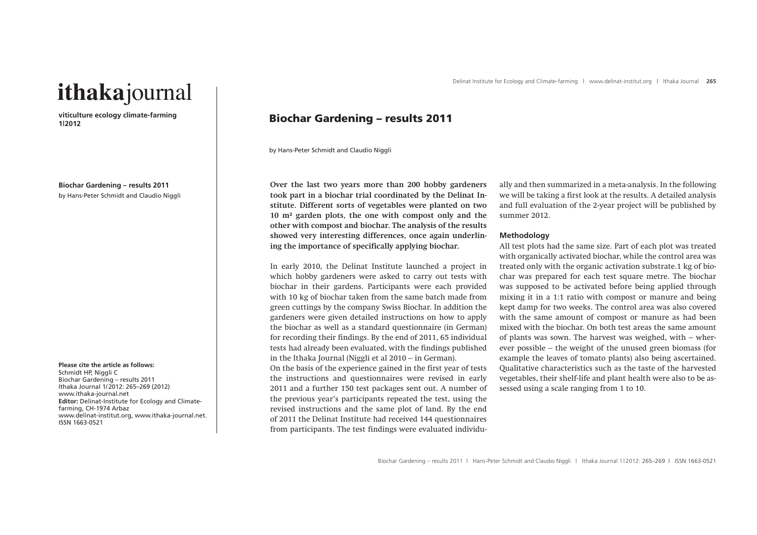# ithakajournal

**viticulture ecology climate-farming**
**1|2012**

**Biochar Gardening – results 2011**
by Hans-Peter Schmidt and Claudio Niggli

**Please cite the article as follows:**
Schmidt HP, Niggli C
Biochar Gardening – results 2011
Ithaka Journal 1/2012: 265–269 (2012)
www.ithaka-journal.net
**Editor:** Delinat-Institute for Ecology and Climate-farming, CH-1974 Arbaz
www.delinat-institut.org, www.ithaka-journal.net.
ISSN 1663-0521

## Biochar Gardening – results 2011

by Hans-Peter Schmidt and Claudio Niggli

**Over the last two years more than 200 hobby gardeners took part in a biochar trial coordinated by the Delinat Institute. Different sorts of vegetables were planted on two 10 m² garden plots, the one with compost only and the other with compost and biochar. The analysis of the results showed very interesting differences, once again underlining the importance of specifically applying biochar.**

In early 2010, the Delinat Institute launched a project in which hobby gardeners were asked to carry out tests with biochar in their gardens. Participants were each provided with 10 kg of biochar taken from the same batch made from green cuttings by the company Swiss Biochar. In addition the gardeners were given detailed instructions on how to apply the biochar as well as a standard questionnaire (in German) for recording their findings. By the end of 2011, 65 individual tests had already been evaluated, with the findings published in the Ithaka Journal (Niggli et al 2010 – in German).

On the basis of the experience gained in the first year of tests the instructions and questionnaires were revised in early 2011 and a further 150 test packages sent out. A number of the previous year's participants repeated the test, using the revised instructions and the same plot of land. By the end of 2011 the Delinat Institute had received 144 questionnaires from participants. The test findings were evaluated individually and then summarized in a meta-analysis. In the following we will be taking a first look at the results. A detailed analysis and full evaluation of the 2-year project will be published by summer 2012.

### Methodology

All test plots had the same size. Part of each plot was treated with organically activated biochar, while the control area was treated only with the organic activation substrate.1 kg of biochar was prepared for each test square metre. The biochar was supposed to be activated before being applied through mixing it in a 1:1 ratio with compost or manure and being kept damp for two weeks. The control area was also covered with the same amount of compost or manure as had been mixed with the biochar. On both test areas the same amount of plants was sown. The harvest was weighed, with – wherever possible – the weight of the unused green biomass (for example the leaves of tomato plants) also being ascertained. Qualitative characteristics such as the taste of the harvested vegetables, their shelf-life and plant health were also to be assessed using a scale ranging from 1 to 10.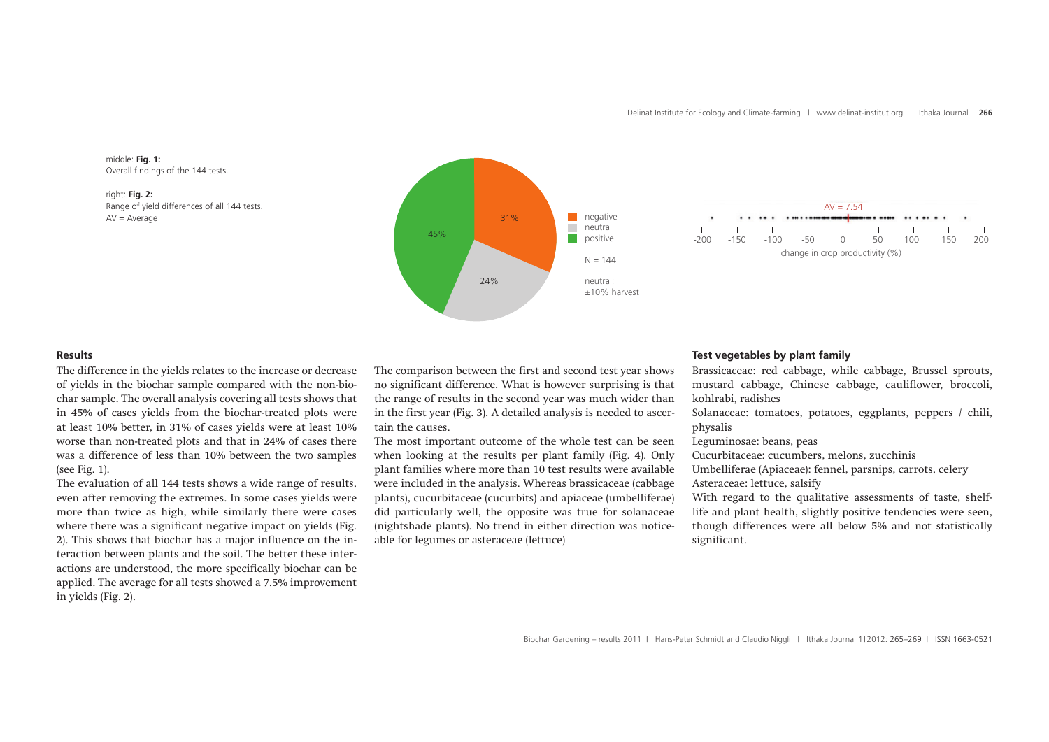middle: **Fig. 1:**
Overall findings of the 144 tests.

right: **Fig. 2:**
Range of yield differences of all 144 tests.
AV = Average

## Results

The difference in the yields relates to the increase or decrease of yields in the biochar sample compared with the non-biochar sample. The overall analysis covering all tests shows that in 45% of cases yields from the biochar-treated plots were at least 10% better, in 31% of cases yields were at least 10% worse than non-treated plots and that in 24% of cases there was a difference of less than 10% between the two samples (see Fig. 1).

The evaluation of all 144 tests shows a wide range of results, even after removing the extremes. In some cases yields were more than twice as high, while similarly there were cases where there was a significant negative impact on yields (Fig. 2). This shows that biochar has a major influence on the interaction between plants and the soil. The better these interactions are understood, the more specifically biochar can be applied. The average for all tests showed a 7.5% improvement in yields (Fig. 2).

The comparison between the first and second test year shows no significant difference. What is however surprising is that the range of results in the second year was much wider than in the first year (Fig. 3). A detailed analysis is needed to ascertain the causes.

The most important outcome of the whole test can be seen when looking at the results per plant family (Fig. 4). Only plant families where more than 10 test results were available were included in the analysis. Whereas brassicaceae (cabbage plants), cucurbitaceae (cucurbits) and apiaceae (umbelliferae) did particularly well, the opposite was true for solanaceae (nightshade plants). No trend in either direction was noticeable for legumes or asteraceae (lettuce)

## Test vegetables by plant family

Brassicaceae: red cabbage, while cabbage, Brussel sprouts, mustard cabbage, Chinese cabbage, cauliflower, broccoli, kohlrabi, radishes

Solanaceae: tomatoes, potatoes, eggplants, peppers / chili, physalis

Leguminosae: beans, peas

Cucurbitaceae: cucumbers, melons, zucchinis

Umbelliferae (Apiaceae): fennel, parsnips, carrots, celery

Asteraceae: lettuce, salsify

With regard to the qualitative assessments of taste, shelf-life and plant health, slightly positive tendencies were seen, though differences were all below 5% and not statistically significant.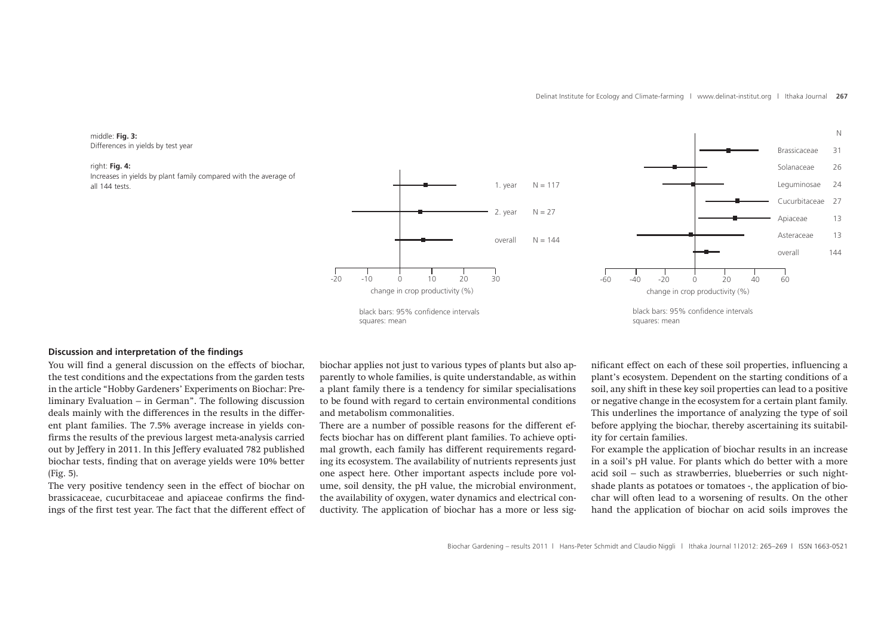middle: **Fig. 3:**
Differences in yields by test year

right: **Fig. 4:**
Increases in yields by plant family compared with the average of all 144 tests.

## Discussion and interpretation of the findings

You will find a general discussion on the effects of biochar, the test conditions and the expectations from the garden tests in the article "Hobby Gardeners' Experiments on Biochar: Preliminary Evaluation – in German". The following discussion deals mainly with the differences in the results in the different plant families. The 7.5% average increase in yields confirms the results of the previous largest meta-analysis carried out by Jeffery in 2011. In this Jeffery evaluated 782 published biochar tests, finding that on average yields were 10% better (Fig. 5).

The very positive tendency seen in the effect of biochar on brassicaceae, cucurbitaceae and apiaceae confirms the findings of the first test year. The fact that the different effect of biochar applies not just to various types of plants but also apparently to whole families, is quite understandable, as within a plant family there is a tendency for similar specialisations to be found with regard to certain environmental conditions and metabolism commonalities.

There are a number of possible reasons for the different effects biochar has on different plant families. To achieve optimal growth, each family has different requirements regarding its ecosystem. The availability of nutrients represents just one aspect here. Other important aspects include pore volume, soil density, the pH value, the microbial environment, the availability of oxygen, water dynamics and electrical conductivity. The application of biochar has a more or less significant effect on each of these soil properties, influencing a plant's ecosystem. Dependent on the starting conditions of a soil, any shift in these key soil properties can lead to a positive or negative change in the ecosystem for a certain plant family. This underlines the importance of analyzing the type of soil before applying the biochar, thereby ascertaining its suitability for certain families.

For example the application of biochar results in an increase in a soil's pH value. For plants which do better with a more acid soil – such as strawberries, blueberries or such nightshade plants as potatoes or tomatoes -, the application of biochar will often lead to a worsening of results. On the other hand the application of biochar on acid soils improves the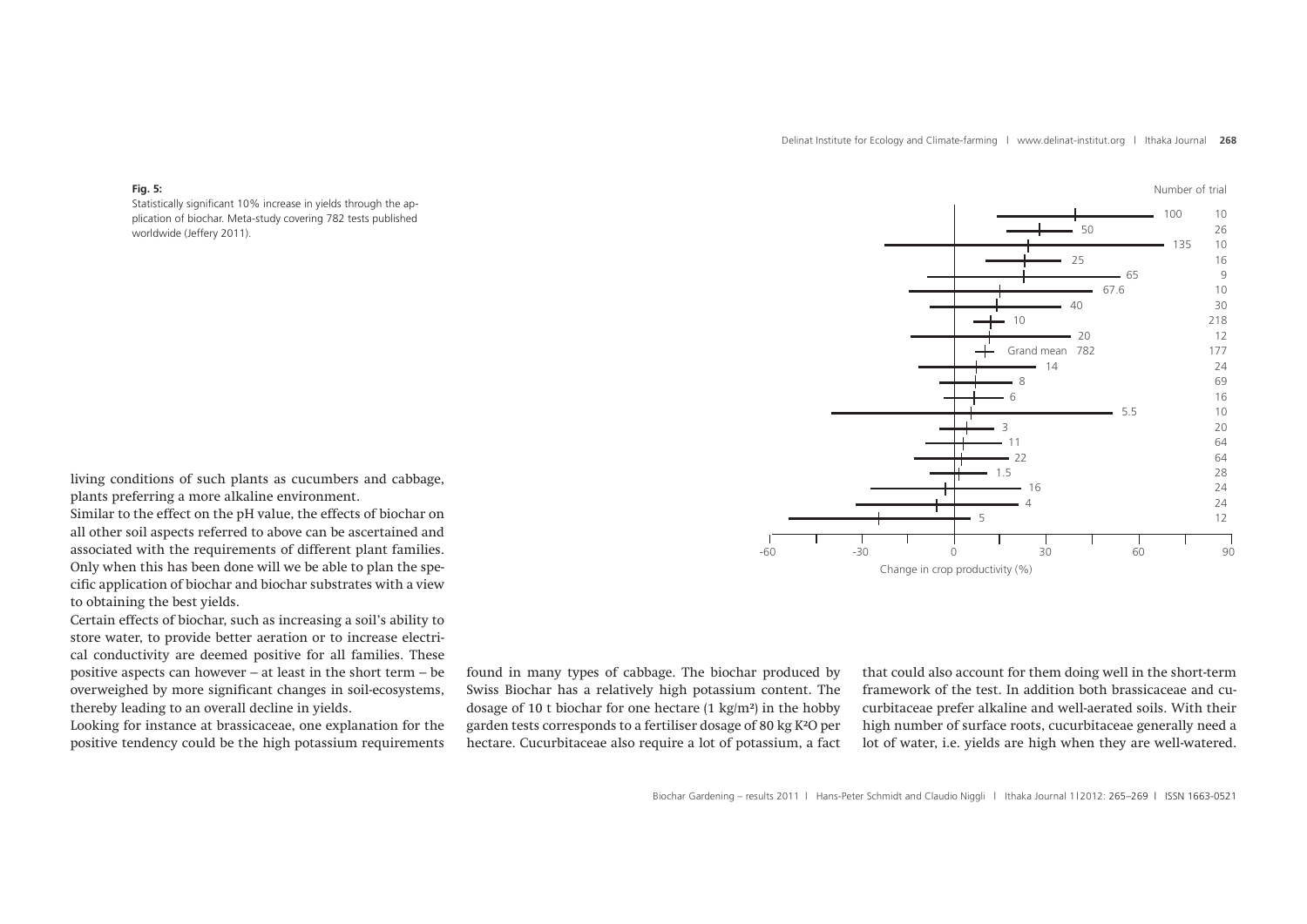**Fig. 5:**
Statistically significant 10% increase in yields through the application of biochar. Meta-study covering 782 tests published worldwide (Jeffery 2011).

living conditions of such plants as cucumbers and cabbage, plants preferring a more alkaline environment.

Similar to the effect on the pH value, the effects of biochar on all other soil aspects referred to above can be ascertained and associated with the requirements of different plant families. Only when this has been done will we be able to plan the specific application of biochar and biochar substrates with a view to obtaining the best yields.

Certain effects of biochar, such as increasing a soil's ability to store water, to provide better aeration or to increase electrical conductivity are deemed positive for all families. These positive aspects can however – at least in the short term – be overweighed by more significant changes in soil-ecosystems, thereby leading to an overall decline in yields.

Looking for instance at brassicaceae, one explanation for the positive tendency could be the high potassium requirements found in many types of cabbage. The biochar produced by Swiss Biochar has a relatively high potassium content. The dosage of 10 t biochar for one hectare (1 kg/m²) in the hobby garden tests corresponds to a fertiliser dosage of 80 kg $K_2O$ per hectare. Cucurbitaceae also require a lot of potassium, a fact that could also account for them doing well in the short-term framework of the test. In addition both brassicaceae and cucurbitaceae prefer alkaline and well-aerated soils. With their high number of surface roots, cucurbitaceae generally need a lot of water, i.e. yields are high when they are well-watered.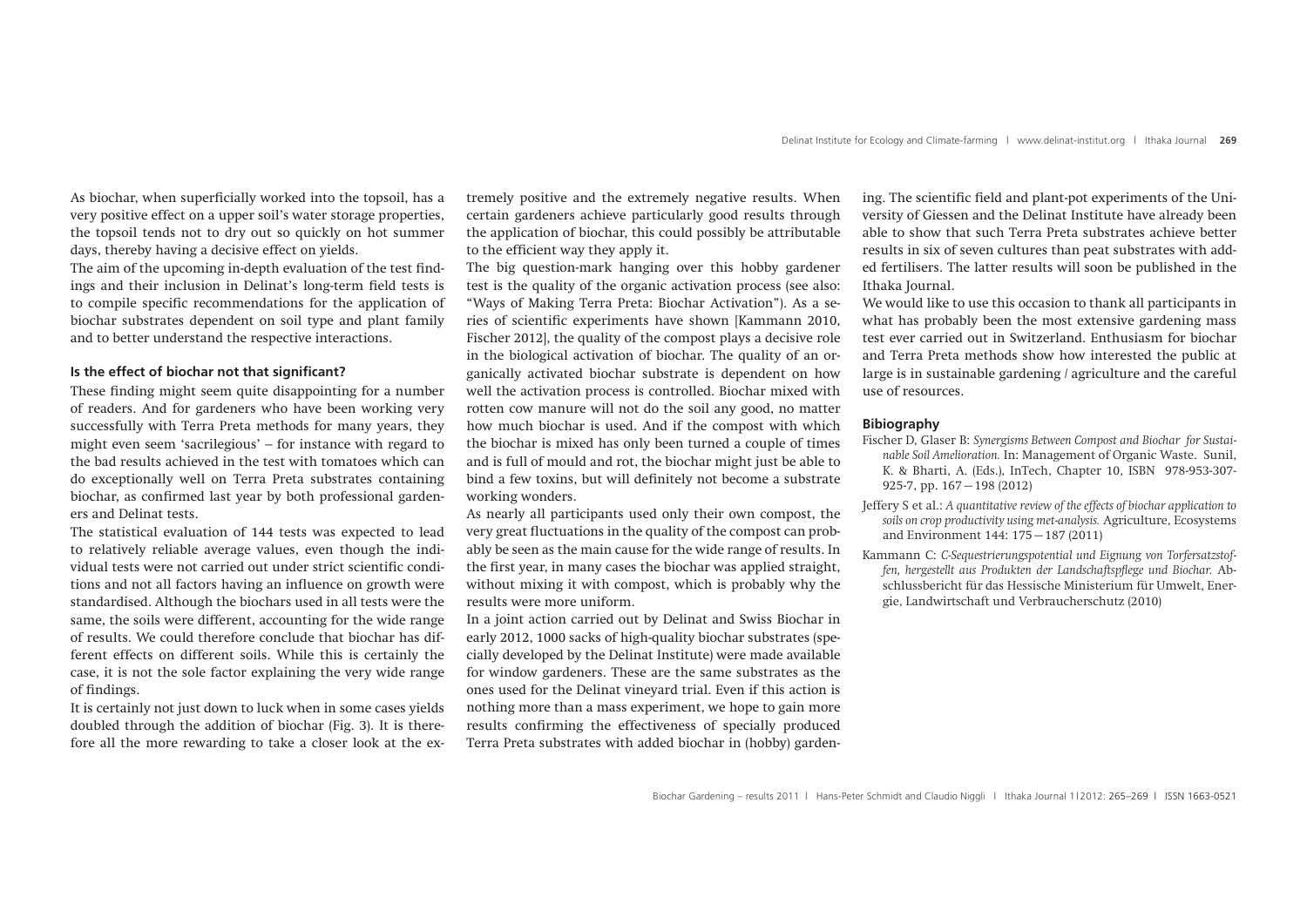As biochar, when superficially worked into the topsoil, has a very positive effect on a upper soil's water storage properties, the topsoil tends not to dry out so quickly on hot summer days, thereby having a decisive effect on yields.

The aim of the upcoming in-depth evaluation of the test findings and their inclusion in Delinat's long-term field tests is to compile specific recommendations for the application of biochar substrates dependent on soil type and plant family and to better understand the respective interactions.

#### Is the effect of biochar not that significant?

These finding might seem quite disappointing for a number of readers. And for gardeners who have been working very successfully with Terra Preta methods for many years, they might even seem 'sacrilegious' – for instance with regard to the bad results achieved in the test with tomatoes which can do exceptionally well on Terra Preta substrates containing biochar, as confirmed last year by both professional gardeners and Delinat tests.

The statistical evaluation of 144 tests was expected to lead to relatively reliable average values, even though the individual tests were not carried out under strict scientific conditions and not all factors having an influence on growth were standardised. Although the biochars used in all tests were the same, the soils were different, accounting for the wide range of results. We could therefore conclude that biochar has different effects on different soils. While this is certainly the case, it is not the sole factor explaining the very wide range of findings.

It is certainly not just down to luck when in some cases yields doubled through the addition of biochar (Fig. 3). It is therefore all the more rewarding to take a closer look at the extremely positive and the extremely negative results. When certain gardeners achieve particularly good results through the application of biochar, this could possibly be attributable to the efficient way they apply it.

The big question-mark hanging over this hobby gardener test is the quality of the organic activation process (see also: "Ways of Making Terra Preta: Biochar Activation"). As a series of scientific experiments have shown [Kammann 2010, Fischer 2012], the quality of the compost plays a decisive role in the biological activation of biochar. The quality of an organically activated biochar substrate is dependent on how well the activation process is controlled. Biochar mixed with rotten cow manure will not do the soil any good, no matter how much biochar is used. And if the compost with which the biochar is mixed has only been turned a couple of times and is full of mould and rot, the biochar might just be able to bind a few toxins, but will definitely not become a substrate working wonders.

As nearly all participants used only their own compost, the very great fluctuations in the quality of the compost can probably be seen as the main cause for the wide range of results. In the first year, in many cases the biochar was applied straight, without mixing it with compost, which is probably why the results were more uniform.

In a joint action carried out by Delinat and Swiss Biochar in early 2012, 1000 sacks of high-quality biochar substrates (specially developed by the Delinat Institute) were made available for window gardeners. These are the same substrates as the ones used for the Delinat vineyard trial. Even if this action is nothing more than a mass experiment, we hope to gain more results confirming the effectiveness of specially produced Terra Preta substrates with added biochar in (hobby) gardening. The scientific field and plant-pot experiments of the University of Giessen and the Delinat Institute have already been able to show that such Terra Preta substrates achieve better results in six of seven cultures than peat substrates with added fertilisers. The latter results will soon be published in the Ithaka Journal.

We would like to use this occasion to thank all participants in what has probably been the most extensive gardening mass test ever carried out in Switzerland. Enthusiasm for biochar and Terra Preta methods show how interested the public at large is in sustainable gardening / agriculture and the careful use of resources.

#### Bibiography

Fischer D, Glaser B: *Synergisms Between Compost and Biochar for Sustainable Soil Amelioration.* In: Management of Organic Waste. Sunil, K. & Bharti, A. (Eds.), InTech, Chapter 10, ISBN 978-953-307-925-7, pp. 167 – 198 (2012)

Jeffery S et al.: *A quantitative review of the effects of biochar application to soils on crop productivity using met-analysis.* Agriculture, Ecosystems and Environment 144: 175 – 187 (2011)

Kammann C: *C-Sequestrierungspotential und Eignung von Torfersatzstoffen, hergestellt aus Produkten der Landschaftspflege und Biochar.* Abschlussbericht für das Hessische Ministerium für Umwelt, Energie, Landwirtschaft und Verbraucherschutz (2010)